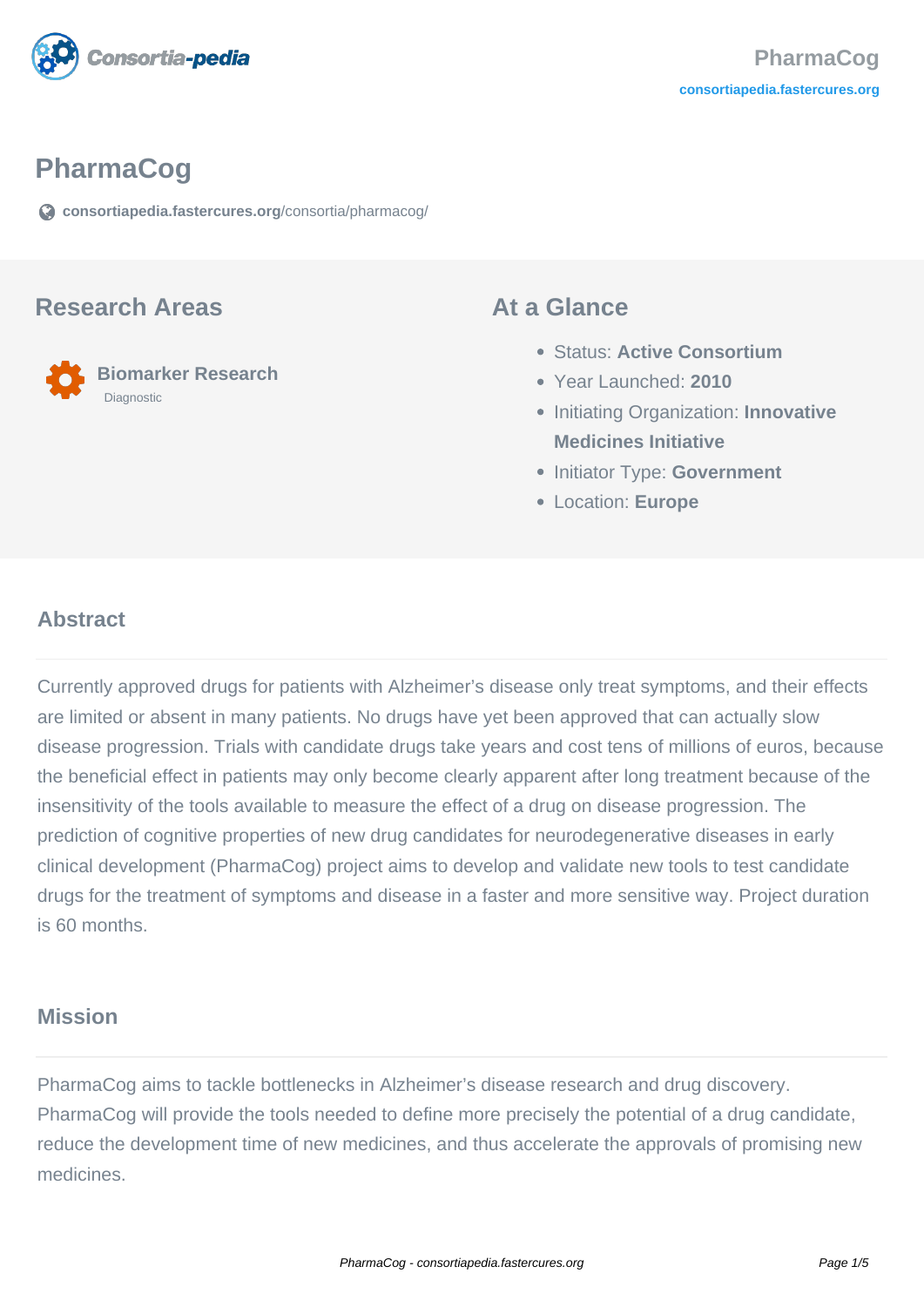# PharmaCog

consortiapedia.fastercures.org/consortia/pharmacog/

## Research Areas

**Biomarker Research**
Diagnostic

## At a Glance

- Status: **Active Consortium**
- Year Launched: **2010**
- Initiating Organization: **Innovative Medicines Initiative**
- Initiator Type: **Government**
- Location: **Europe**

## Abstract

Currently approved drugs for patients with Alzheimer's disease only treat symptoms, and their effects are limited or absent in many patients. No drugs have yet been approved that can actually slow disease progression. Trials with candidate drugs take years and cost tens of millions of euros, because the beneficial effect in patients may only become clearly apparent after long treatment because of the insensitivity of the tools available to measure the effect of a drug on disease progression. The prediction of cognitive properties of new drug candidates for neurodegenerative diseases in early clinical development (PharmaCog) project aims to develop and validate new tools to test candidate drugs for the treatment of symptoms and disease in a faster and more sensitive way. Project duration is 60 months.

## Mission

PharmaCog aims to tackle bottlenecks in Alzheimer's disease research and drug discovery. PharmaCog will provide the tools needed to define more precisely the potential of a drug candidate, reduce the development time of new medicines, and thus accelerate the approvals of promising new medicines.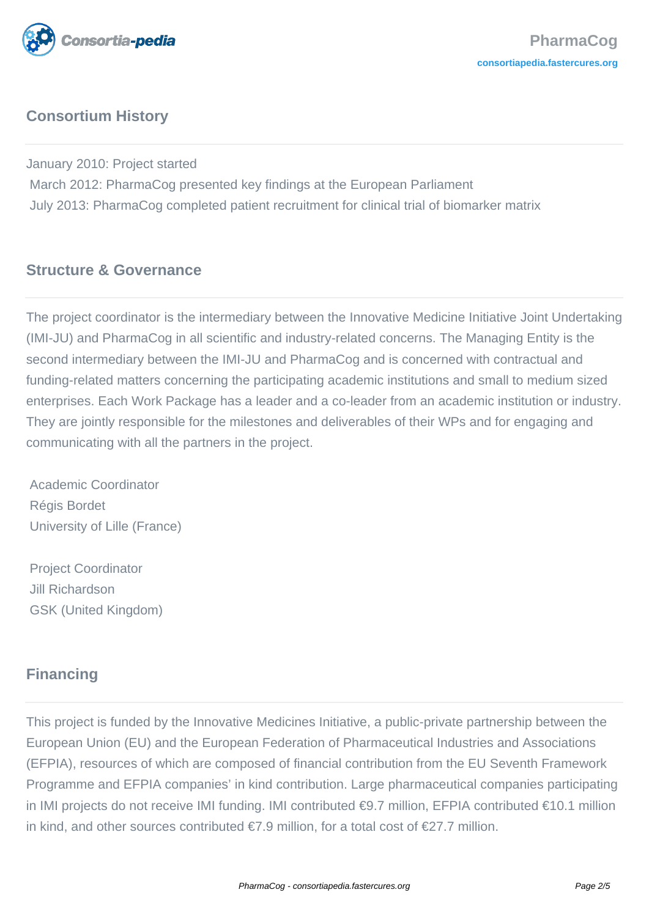## Consortium History

January 2010: Project started
March 2012: PharmaCog presented key findings at the European Parliament
July 2013: PharmaCog completed patient recruitment for clinical trial of biomarker matrix

## Structure & Governance

The project coordinator is the intermediary between the Innovative Medicine Initiative Joint Undertaking (IMI-JU) and PharmaCog in all scientific and industry-related concerns. The Managing Entity is the second intermediary between the IMI-JU and PharmaCog and is concerned with contractual and funding-related matters concerning the participating academic institutions and small to medium sized enterprises. Each Work Package has a leader and a co-leader from an academic institution or industry. They are jointly responsible for the milestones and deliverables of their WPs and for engaging and communicating with all the partners in the project.

Academic Coordinator
Régis Bordet
University of Lille (France)

Project Coordinator
Jill Richardson
GSK (United Kingdom)

## Financing

This project is funded by the Innovative Medicines Initiative, a public-private partnership between the European Union (EU) and the European Federation of Pharmaceutical Industries and Associations (EFPIA), resources of which are composed of financial contribution from the EU Seventh Framework Programme and EFPIA companies' in kind contribution. Large pharmaceutical companies participating in IMI projects do not receive IMI funding. IMI contributed €9.7 million, EFPIA contributed €10.1 million in kind, and other sources contributed €7.9 million, for a total cost of €27.7 million.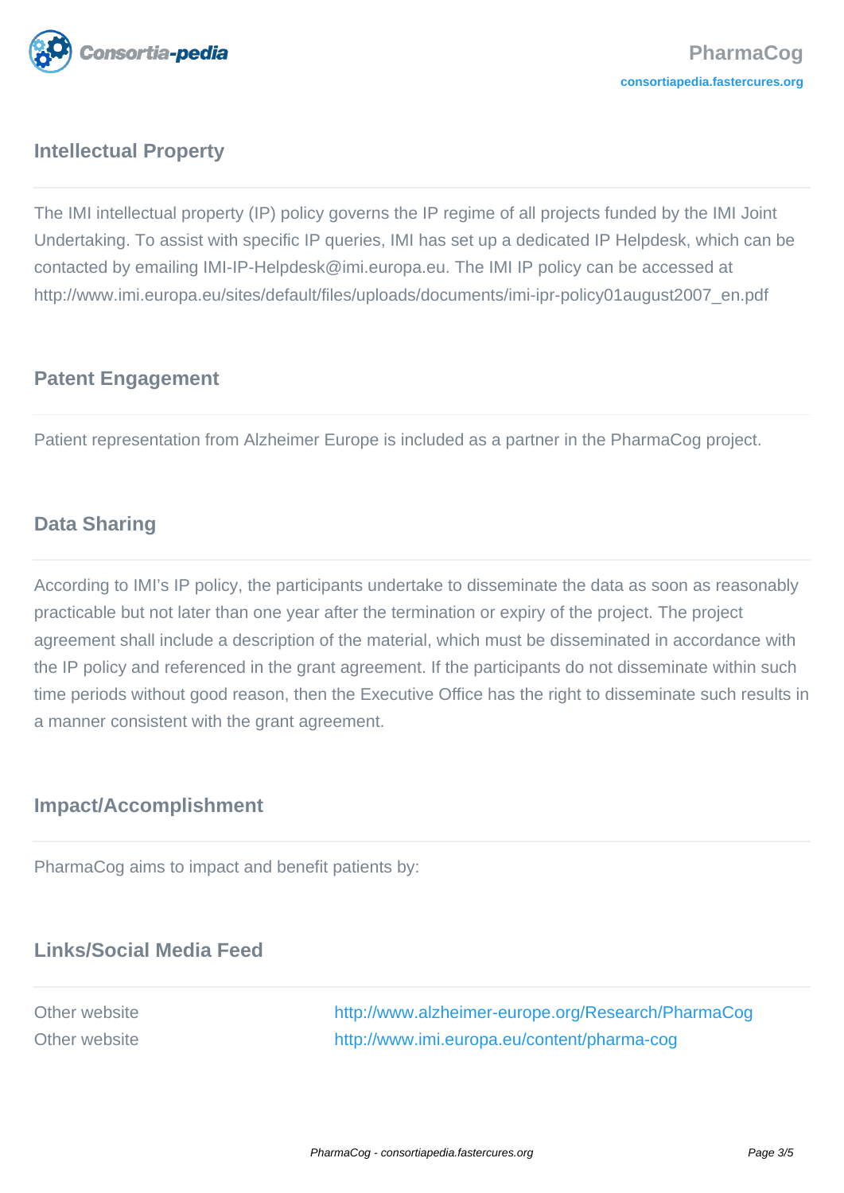## Intellectual Property

The IMI intellectual property (IP) policy governs the IP regime of all projects funded by the IMI Joint Undertaking. To assist with specific IP queries, IMI has set up a dedicated IP Helpdesk, which can be contacted by emailing IMI-IP-Helpdesk@imi.europa.eu. The IMI IP policy can be accessed at http://www.imi.europa.eu/sites/default/files/uploads/documents/imi-ipr-policy01august2007_en.pdf

## Patent Engagement

Patient representation from Alzheimer Europe is included as a partner in the PharmaCog project.

## Data Sharing

According to IMI's IP policy, the participants undertake to disseminate the data as soon as reasonably practicable but not later than one year after the termination or expiry of the project. The project agreement shall include a description of the material, which must be disseminated in accordance with the IP policy and referenced in the grant agreement. If the participants do not disseminate within such time periods without good reason, then the Executive Office has the right to disseminate such results in a manner consistent with the grant agreement.

## Impact/Accomplishment

PharmaCog aims to impact and benefit patients by:

## Links/Social Media Feed

| | |
|---|---|
| Other website | http://www.alzheimer-europe.org/Research/PharmaCog |
| Other website | http://www.imi.europa.eu/content/pharma-cog |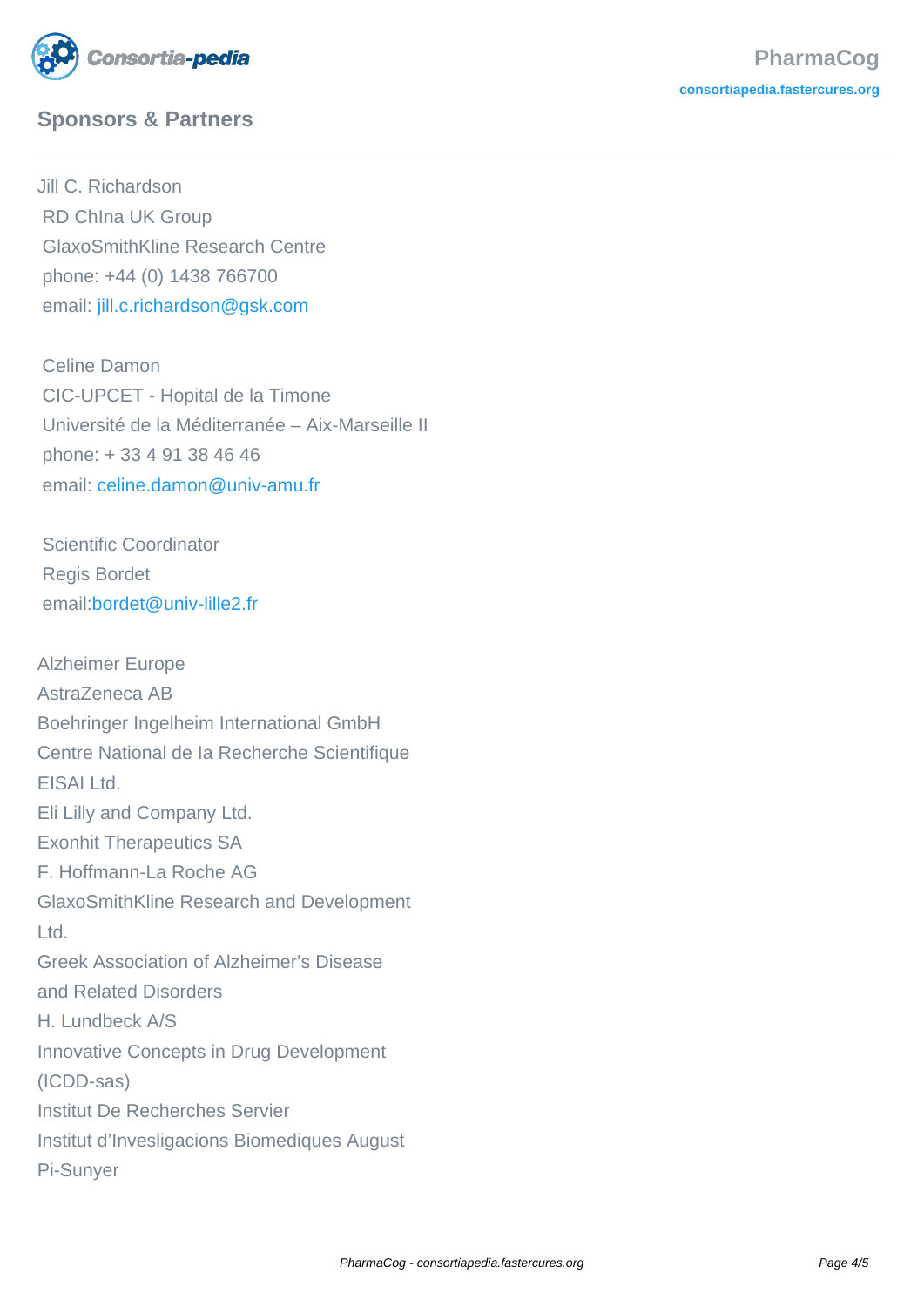## Sponsors & Partners

Jill C. Richardson
RD ChIna UK Group
GlaxoSmithKline Research Centre
phone: +44 (0) 1438 766700
email: jill.c.richardson@gsk.com

Celine Damon
CIC-UPCET - Hopital de la Timone
Université de la Méditerranée – Aix-Marseille II
phone: + 33 4 91 38 46 46
email: celine.damon@univ-amu.fr

Scientific Coordinator
Regis Bordet
email:bordet@univ-lille2.fr

Alzheimer Europe
AstraZeneca AB
Boehringer Ingelheim International GmbH
Centre National de la Recherche Scientifique
EISAI Ltd.
Eli Lilly and Company Ltd.
Exonhit Therapeutics SA
F. Hoffmann-La Roche AG
GlaxoSmithKline Research and Development Ltd.
Greek Association of Alzheimer's Disease and Related Disorders
H. Lundbeck A/S
Innovative Concepts in Drug Development (ICDD-sas)
Institut De Recherches Servier
Institut d'Invesligacions Biomediques August Pi-Sunyer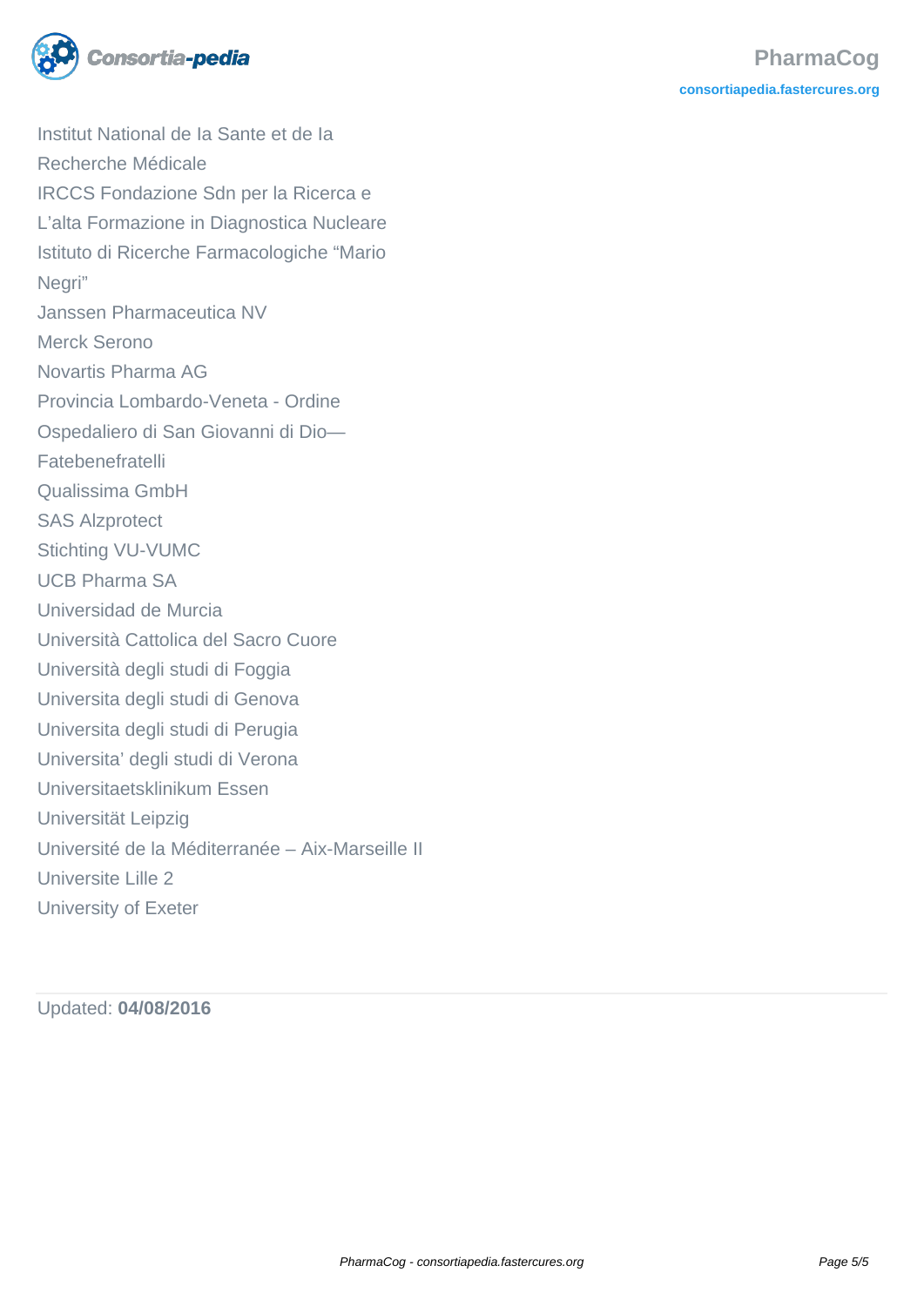Institut National de la Sante et de la Recherche Médicale
IRCCS Fondazione Sdn per la Ricerca e L'alta Formazione in Diagnostica Nucleare
Istituto di Ricerche Farmacologiche "Mario Negri"
Janssen Pharmaceutica NV
Merck Serono
Novartis Pharma AG
Provincia Lombardo-Veneta - Ordine Ospedaliero di San Giovanni di Dio—Fatebenefratelli
Qualissima GmbH
SAS Alzprotect
Stichting VU-VUMC
UCB Pharma SA
Universidad de Murcia
Università Cattolica del Sacro Cuore
Università degli studi di Foggia
Universita degli studi di Genova
Universita degli studi di Perugia
Universita' degli studi di Verona
Universitaetsklinikum Essen
Universität Leipzig
Université de la Méditerranée – Aix-Marseille II
Universite Lille 2
University of Exeter

---

Updated: **04/08/2016**